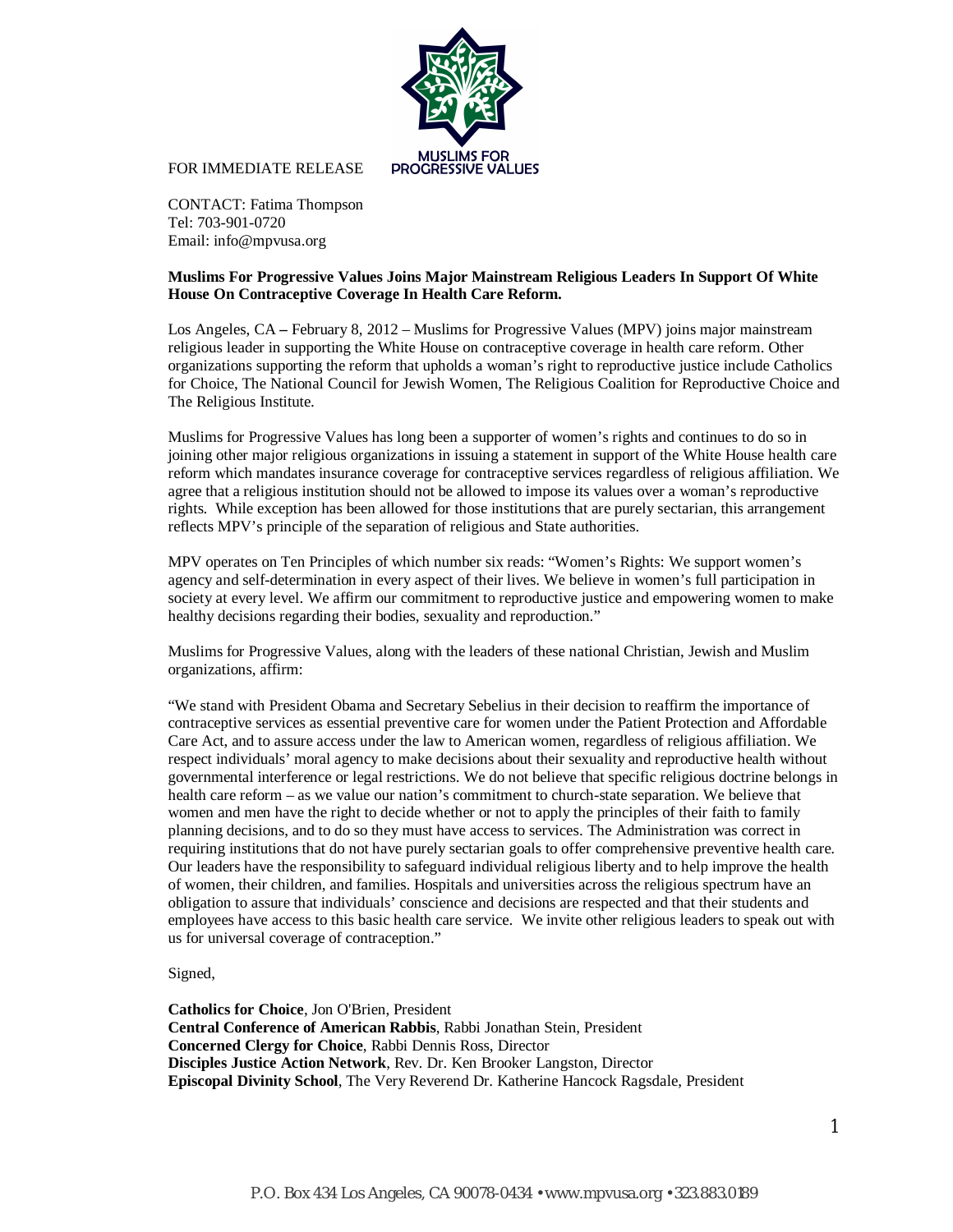MUSLIMS FOR PROGRESSIVE VALUES

FOR IMMEDIATE RELEASE

CONTACT: Fatima Thompson
Tel: 703-901-0720
Email: info@mpvusa.org

**Muslims For Progressive Values Joins Major Mainstream Religious Leaders In Support Of White House On Contraceptive Coverage In Health Care Reform.**

Los Angeles, CA – February 8, 2012 – Muslims for Progressive Values (MPV) joins major mainstream religious leader in supporting the White House on contraceptive coverage in health care reform. Other organizations supporting the reform that upholds a woman's right to reproductive justice include Catholics for Choice, The National Council for Jewish Women, The Religious Coalition for Reproductive Choice and The Religious Institute.

Muslims for Progressive Values has long been a supporter of women's rights and continues to do so in joining other major religious organizations in issuing a statement in support of the White House health care reform which mandates insurance coverage for contraceptive services regardless of religious affiliation. We agree that a religious institution should not be allowed to impose its values over a woman's reproductive rights. While exception has been allowed for those institutions that are purely sectarian, this arrangement reflects MPV's principle of the separation of religious and State authorities.

MPV operates on Ten Principles of which number six reads: "Women's Rights: We support women's agency and self-determination in every aspect of their lives. We believe in women's full participation in society at every level. We affirm our commitment to reproductive justice and empowering women to make healthy decisions regarding their bodies, sexuality and reproduction."

Muslims for Progressive Values, along with the leaders of these national Christian, Jewish and Muslim organizations, affirm:

"We stand with President Obama and Secretary Sebelius in their decision to reaffirm the importance of contraceptive services as essential preventive care for women under the Patient Protection and Affordable Care Act, and to assure access under the law to American women, regardless of religious affiliation. We respect individuals' moral agency to make decisions about their sexuality and reproductive health without governmental interference or legal restrictions. We do not believe that specific religious doctrine belongs in health care reform – as we value our nation's commitment to church-state separation. We believe that women and men have the right to decide whether or not to apply the principles of their faith to family planning decisions, and to do so they must have access to services. The Administration was correct in requiring institutions that do not have purely sectarian goals to offer comprehensive preventive health care. Our leaders have the responsibility to safeguard individual religious liberty and to help improve the health of women, their children, and families. Hospitals and universities across the religious spectrum have an obligation to assure that individuals' conscience and decisions are respected and that their students and employees have access to this basic health care service. We invite other religious leaders to speak out with us for universal coverage of contraception."

Signed,

**Catholics for Choice**, Jon O'Brien, President
**Central Conference of American Rabbis**, Rabbi Jonathan Stein, President
**Concerned Clergy for Choice**, Rabbi Dennis Ross, Director
**Disciples Justice Action Network**, Rev. Dr. Ken Brooker Langston, Director
**Episcopal Divinity School**, The Very Reverend Dr. Katherine Hancock Ragsdale, President

P.O. Box 434 Los Angeles, CA 90078-0434 • www.mpvusa.org • 323.883.0189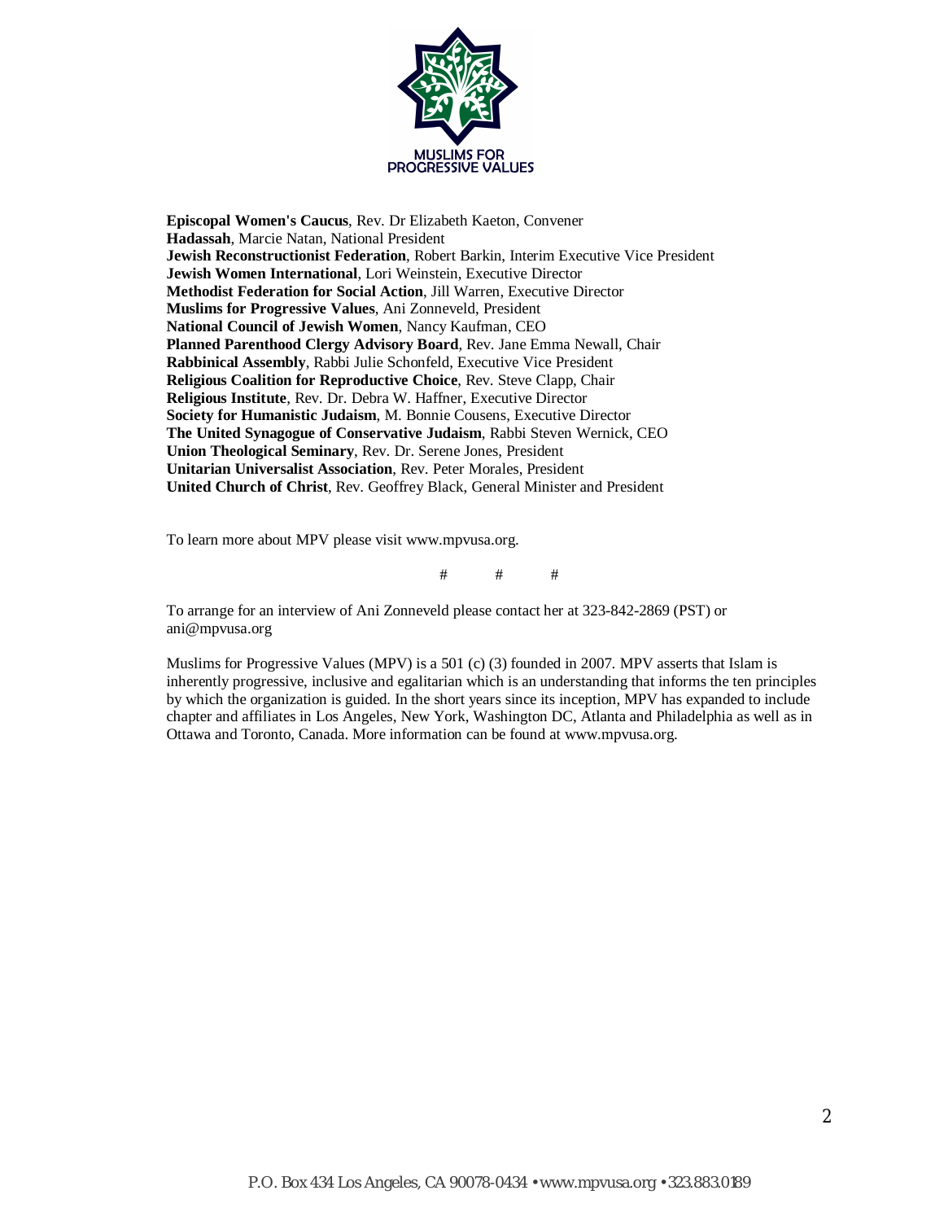**Episcopal Women's Caucus**, Rev. Dr Elizabeth Kaeton, Convener
**Hadassah**, Marcie Natan, National President
**Jewish Reconstructionist Federation**, Robert Barkin, Interim Executive Vice President
**Jewish Women International**, Lori Weinstein, Executive Director
**Methodist Federation for Social Action**, Jill Warren, Executive Director
**Muslims for Progressive Values**, Ani Zonneveld, President
**National Council of Jewish Women**, Nancy Kaufman, CEO
**Planned Parenthood Clergy Advisory Board**, Rev. Jane Emma Newall, Chair
**Rabbinical Assembly**, Rabbi Julie Schonfeld, Executive Vice President
**Religious Coalition for Reproductive Choice**, Rev. Steve Clapp, Chair
**Religious Institute**, Rev. Dr. Debra W. Haffner, Executive Director
**Society for Humanistic Judaism**, M. Bonnie Cousens, Executive Director
**The United Synagogue of Conservative Judaism**, Rabbi Steven Wernick, CEO
**Union Theological Seminary**, Rev. Dr. Serene Jones, President
**Unitarian Universalist Association**, Rev. Peter Morales, President
**United Church of Christ**, Rev. Geoffrey Black, General Minister and President

To learn more about MPV please visit www.mpvusa.org.

# # #

To arrange for an interview of Ani Zonneveld please contact her at 323-842-2869 (PST) or ani@mpvusa.org

Muslims for Progressive Values (MPV) is a 501 (c) (3) founded in 2007. MPV asserts that Islam is inherently progressive, inclusive and egalitarian which is an understanding that informs the ten principles by which the organization is guided. In the short years since its inception, MPV has expanded to include chapter and affiliates in Los Angeles, New York, Washington DC, Atlanta and Philadelphia as well as in Ottawa and Toronto, Canada. More information can be found at www.mpvusa.org.

P.O. Box 434 Los Angeles, CA 90078-0434 • www.mpvusa.org • 323.883.0189